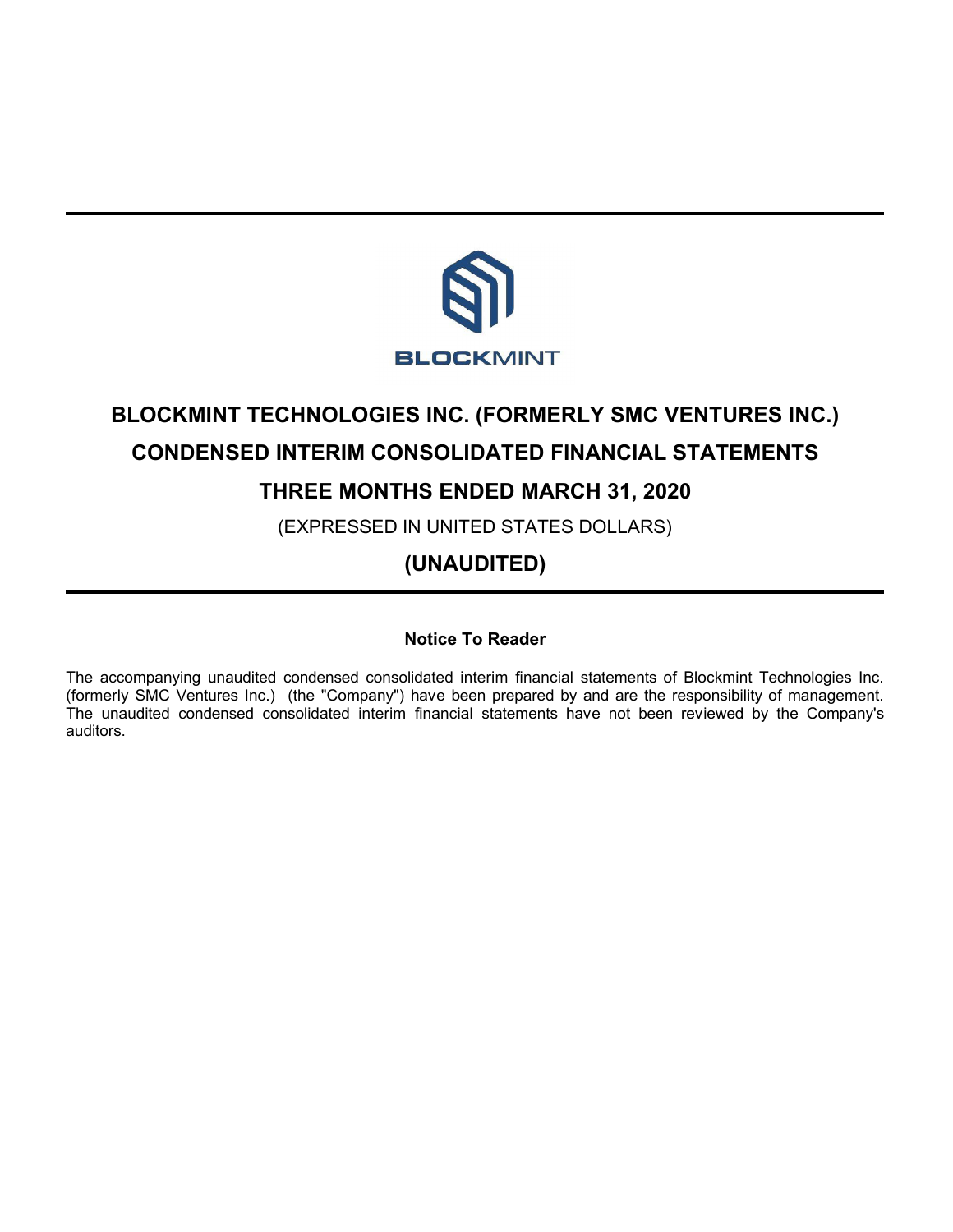BLOCKMINT

# BLOCKMINT TECHNOLOGIES INC. (FORMERLY SMC VENTURES INC.)

# CONDENSED INTERIM CONSOLIDATED FINANCIAL STATEMENTS

# THREE MONTHS ENDED MARCH 31, 2020

(EXPRESSED IN UNITED STATES DOLLARS)

## (UNAUDITED)

**Notice To Reader**

The accompanying unaudited condensed consolidated interim financial statements of Blockmint Technologies Inc. (formerly SMC Ventures Inc.) (the "Company") have been prepared by and are the responsibility of management. The unaudited condensed consolidated interim financial statements have not been reviewed by the Company's auditors.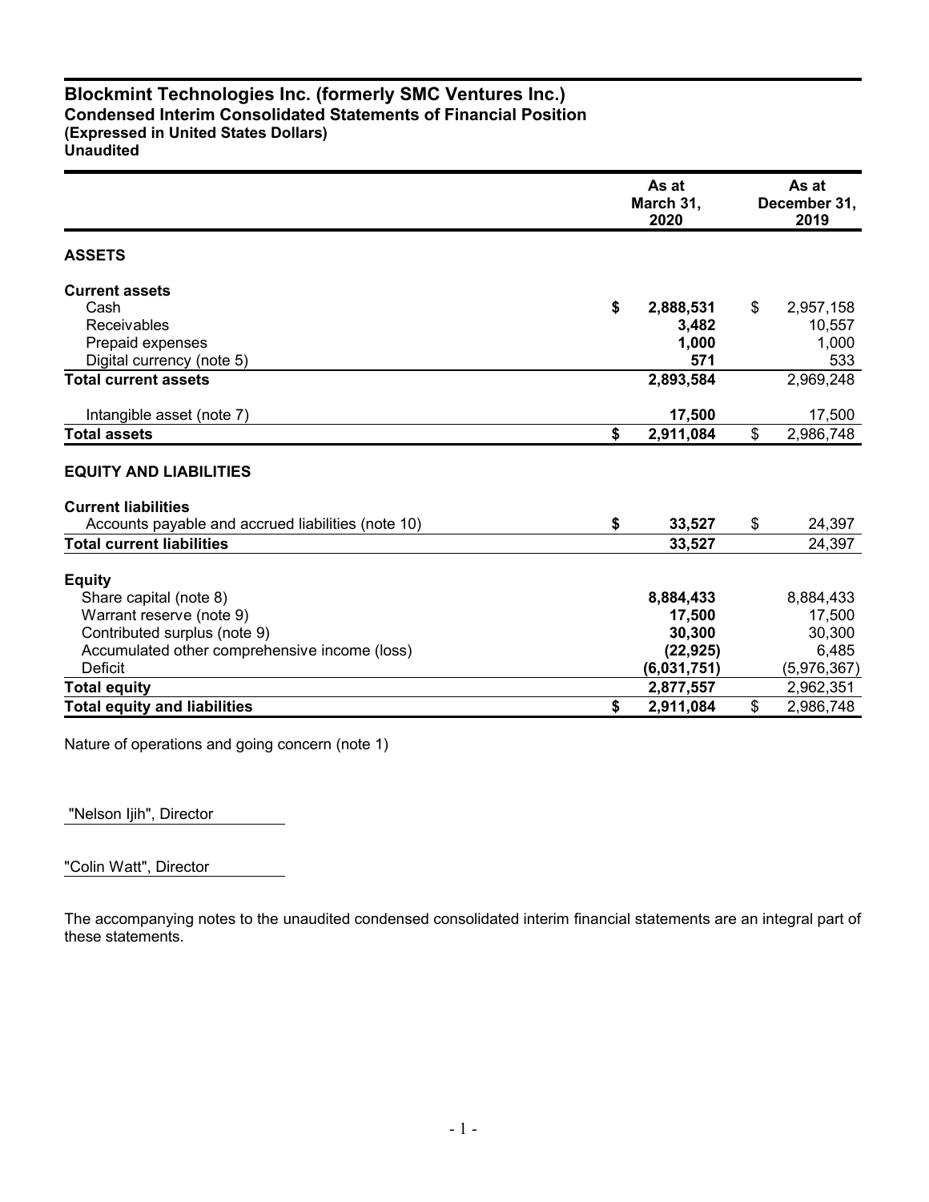# Blockmint Technologies Inc. (formerly SMC Ventures Inc.)
## Condensed Interim Consolidated Statements of Financial Position
**(Expressed in United States Dollars)**
**Unaudited**

| | As at March 31, 2020 | As at December 31, 2019 |
|---|---|---|
| **ASSETS** | | |
| **Current assets** | | |
| Cash | **$ 2,888,531** | $ 2,957,158 |
| Receivables | **3,482** | 10,557 |
| Prepaid expenses | **1,000** | 1,000 |
| Digital currency (note 5) | **571** | 533 |
| **Total current assets** | **2,893,584** | 2,969,248 |
| Intangible asset (note 7) | **17,500** | 17,500 |
| **Total assets** | **$ 2,911,084** | $ 2,986,748 |
| **EQUITY AND LIABILITIES** | | |
| **Current liabilities** | | |
| Accounts payable and accrued liabilities (note 10) | **$ 33,527** | $ 24,397 |
| **Total current liabilities** | **33,527** | 24,397 |
| **Equity** | | |
| Share capital (note 8) | **8,884,433** | 8,884,433 |
| Warrant reserve (note 9) | **17,500** | 17,500 |
| Contributed surplus (note 9) | **30,300** | 30,300 |
| Accumulated other comprehensive income (loss) | **(22,925)** | 6,485 |
| Deficit | **(6,031,751)** | (5,976,367) |
| **Total equity** | **2,877,557** | 2,962,351 |
| **Total equity and liabilities** | **$ 2,911,084** | $ 2,986,748 |

Nature of operations and going concern (note 1)

"Nelson Ijih", Director

"Colin Watt", Director

The accompanying notes to the unaudited condensed consolidated interim financial statements are an integral part of these statements.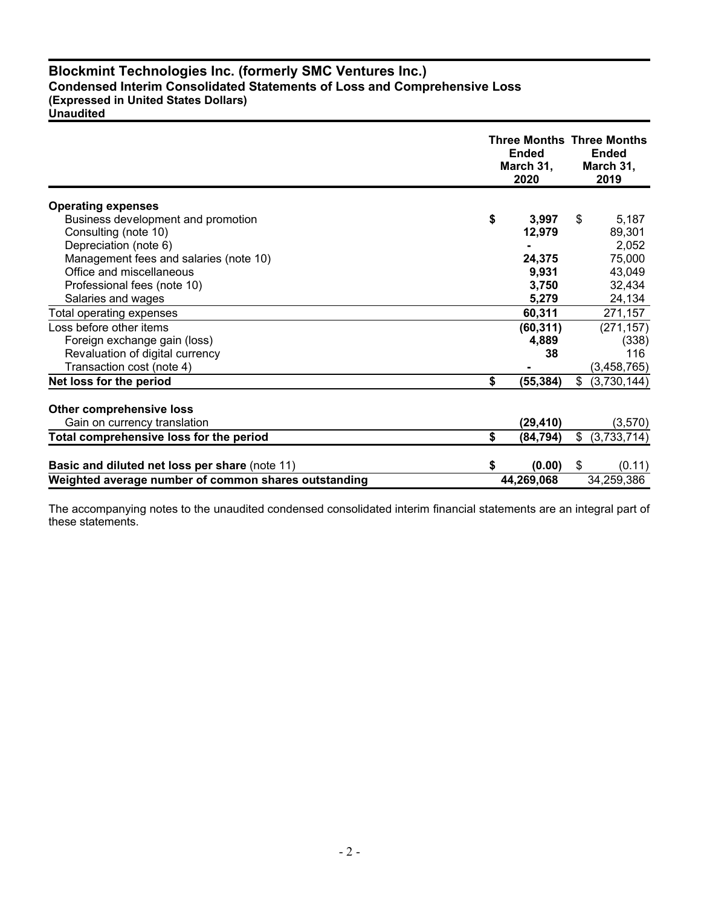# Blockmint Technologies Inc. (formerly SMC Ventures Inc.)

**Condensed Interim Consolidated Statements of Loss and Comprehensive Loss**
**(Expressed in United States Dollars)**
**Unaudited**

| | Three Months Ended March 31, 2020 | Three Months Ended March 31, 2019 |
|---|---|---|
| **Operating expenses** | | |
| Business development and promotion | **$ 3,997** | $ 5,187 |
| Consulting (note 10) | **12,979** | 89,301 |
| Depreciation (note 6) | **-** | 2,052 |
| Management fees and salaries (note 10) | **24,375** | 75,000 |
| Office and miscellaneous | **9,931** | 43,049 |
| Professional fees (note 10) | **3,750** | 32,434 |
| Salaries and wages | **5,279** | 24,134 |
| Total operating expenses | **60,311** | 271,157 |
| Loss before other items | **(60,311)** | (271,157) |
| Foreign exchange gain (loss) | **4,889** | (338) |
| Revaluation of digital currency | **38** | 116 |
| Transaction cost (note 4) | **-** | (3,458,765) |
| **Net loss for the period** | **$ (55,384)** | $ (3,730,144) |
| **Other comprehensive loss** | | |
| Gain on currency translation | **(29,410)** | (3,570) |
| **Total comprehensive loss for the period** | **$ (84,794)** | $ (3,733,714) |
| **Basic and diluted net loss per share** (note 11) | **$ (0.00)** | $ (0.11) |
| **Weighted average number of common shares outstanding** | **44,269,068** | 34,259,386 |

The accompanying notes to the unaudited condensed consolidated interim financial statements are an integral part of these statements.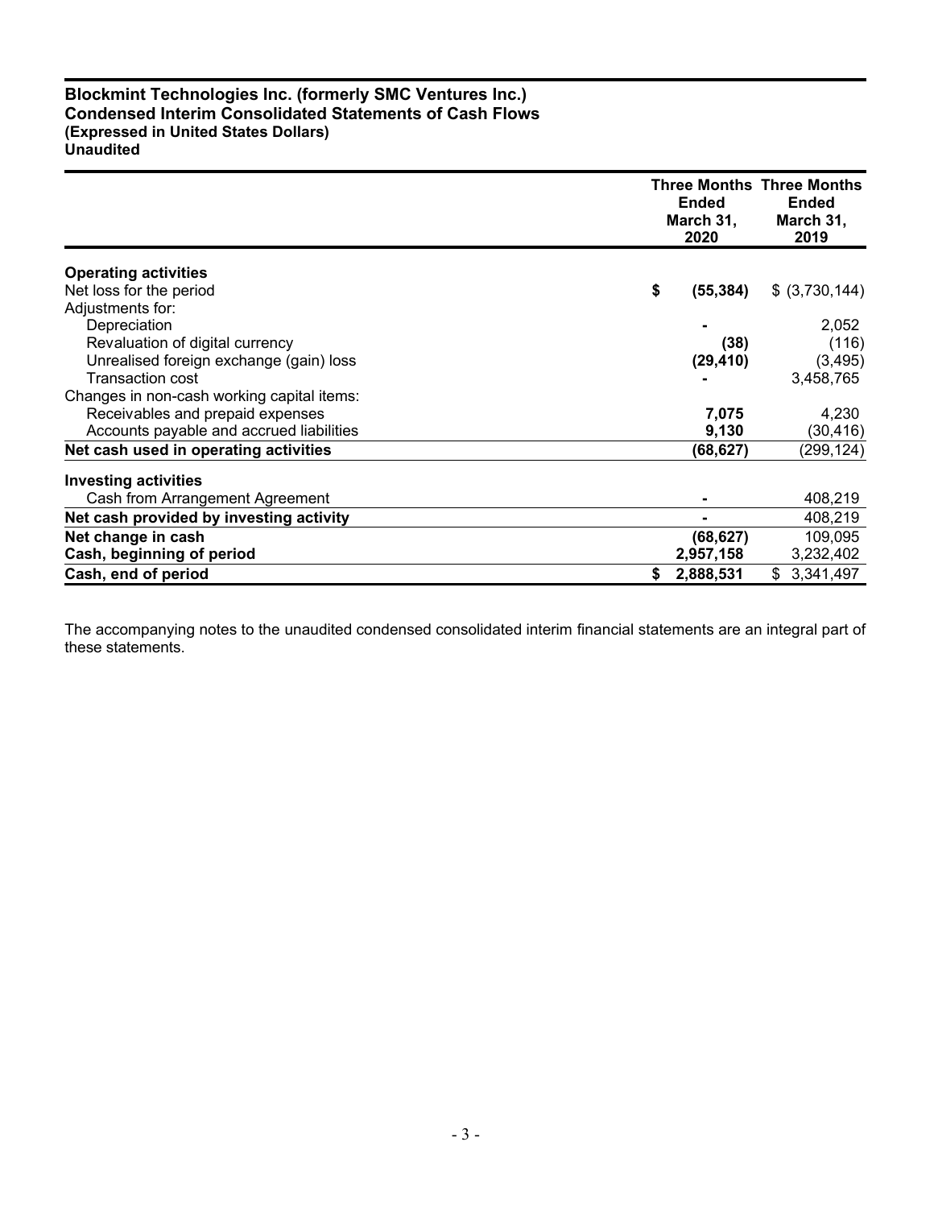**Blockmint Technologies Inc. (formerly SMC Ventures Inc.)**
**Condensed Interim Consolidated Statements of Cash Flows**
**(Expressed in United States Dollars)**
**Unaudited**

| | Three Months Ended March 31, 2020 | Three Months Ended March 31, 2019 |
|---|---|---|
| **Operating activities** | | |
| Net loss for the period | **$ (55,384)** | $ (3,730,144) |
| Adjustments for: | | |
| Depreciation | **-** | 2,052 |
| Revaluation of digital currency | **(38)** | (116) |
| Unrealised foreign exchange (gain) loss | **(29,410)** | (3,495) |
| Transaction cost | **-** | 3,458,765 |
| Changes in non-cash working capital items: | | |
| Receivables and prepaid expenses | **7,075** | 4,230 |
| Accounts payable and accrued liabilities | **9,130** | (30,416) |
| **Net cash used in operating activities** | **(68,627)** | (299,124) |
| **Investing activities** | | |
| Cash from Arrangement Agreement | **-** | 408,219 |
| **Net cash provided by investing activity** | **-** | 408,219 |
| **Net change in cash** | **(68,627)** | 109,095 |
| **Cash, beginning of period** | **2,957,158** | 3,232,402 |
| **Cash, end of period** | **$ 2,888,531** | $ 3,341,497 |

The accompanying notes to the unaudited condensed consolidated interim financial statements are an integral part of these statements.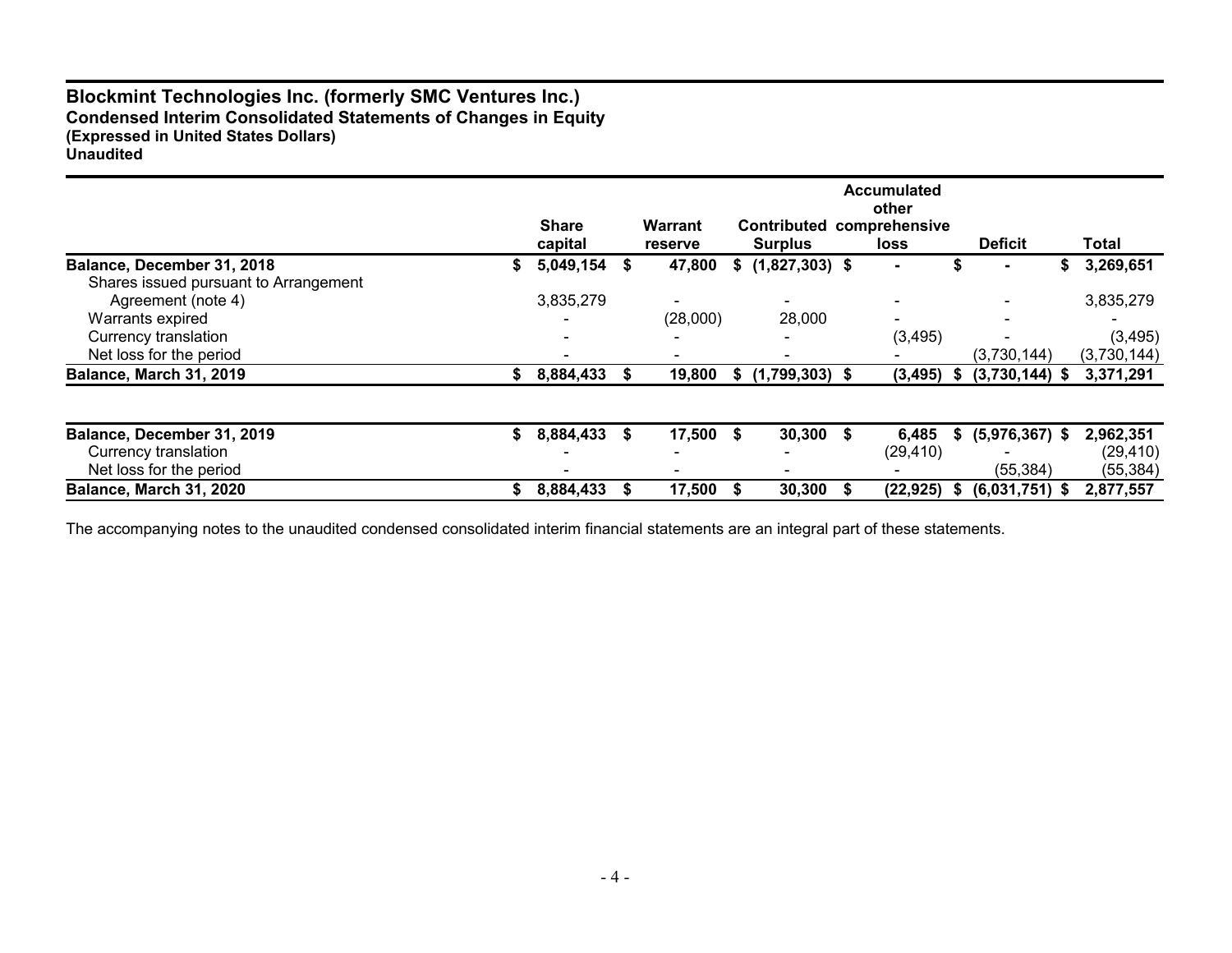## Blockmint Technologies Inc. (formerly SMC Ventures Inc.)

**Condensed Interim Consolidated Statements of Changes in Equity**
**(Expressed in United States Dollars)**
**Unaudited**

| | Share capital | Warrant reserve | Contributed Surplus | Accumulated other comprehensive loss | Deficit | Total |
|---|---|---|---|---|---|---|
| **Balance, December 31, 2018** | **$ 5,049,154** | **$ 47,800** | **$ (1,827,303)** | **$ -** | **$ -** | **$ 3,269,651** |
| Shares issued pursuant to Arrangement Agreement (note 4) | 3,835,279 | - | - | - | - | 3,835,279 |
| Warrants expired | - | (28,000) | 28,000 | - | - | - |
| Currency translation | - | - | - | (3,495) | - | (3,495) |
| Net loss for the period | - | - | - | - | (3,730,144) | (3,730,144) |
| **Balance, March 31, 2019** | **$ 8,884,433** | **$ 19,800** | **$ (1,799,303)** | **$ (3,495)** | **$ (3,730,144)** | **$ 3,371,291** |
| | | | | | | |
| **Balance, December 31, 2019** | **$ 8,884,433** | **$ 17,500** | **$ 30,300** | **$ 6,485** | **$ (5,976,367)** | **$ 2,962,351** |
| Currency translation | - | - | - | (29,410) | - | (29,410) |
| Net loss for the period | - | - | - | - | (55,384) | (55,384) |
| **Balance, March 31, 2020** | **$ 8,884,433** | **$ 17,500** | **$ 30,300** | **$ (22,925)** | **$ (6,031,751)** | **$ 2,877,557** |

The accompanying notes to the unaudited condensed consolidated interim financial statements are an integral part of these statements.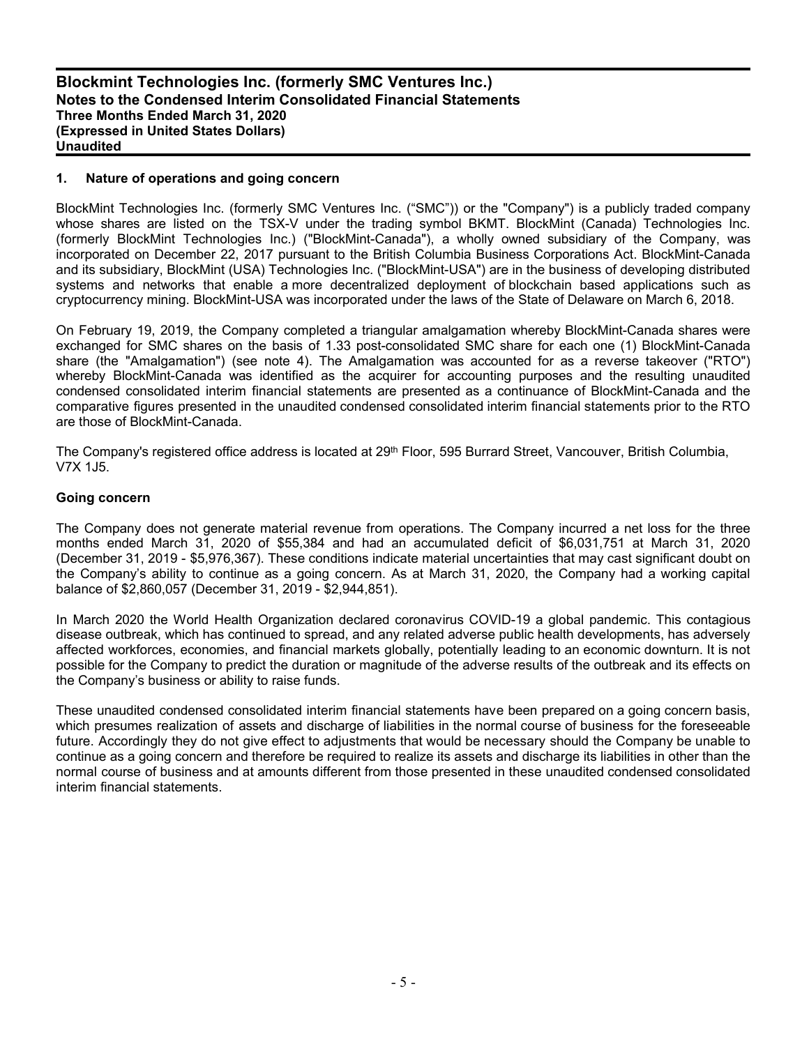## 1. Nature of operations and going concern

BlockMint Technologies Inc. (formerly SMC Ventures Inc. ("SMC")) or the "Company") is a publicly traded company whose shares are listed on the TSX-V under the trading symbol BKMT. BlockMint (Canada) Technologies Inc. (formerly BlockMint Technologies Inc.) ("BlockMint-Canada"), a wholly owned subsidiary of the Company, was incorporated on December 22, 2017 pursuant to the British Columbia Business Corporations Act. BlockMint-Canada and its subsidiary, BlockMint (USA) Technologies Inc. ("BlockMint-USA") are in the business of developing distributed systems and networks that enable a more decentralized deployment of blockchain based applications such as cryptocurrency mining. BlockMint-USA was incorporated under the laws of the State of Delaware on March 6, 2018.

On February 19, 2019, the Company completed a triangular amalgamation whereby BlockMint-Canada shares were exchanged for SMC shares on the basis of 1.33 post-consolidated SMC share for each one (1) BlockMint-Canada share (the "Amalgamation") (see note 4). The Amalgamation was accounted for as a reverse takeover ("RTO") whereby BlockMint-Canada was identified as the acquirer for accounting purposes and the resulting unaudited condensed consolidated interim financial statements are presented as a continuance of BlockMint-Canada and the comparative figures presented in the unaudited condensed consolidated interim financial statements prior to the RTO are those of BlockMint-Canada.

The Company's registered office address is located at 29th Floor, 595 Burrard Street, Vancouver, British Columbia, V7X 1J5.

### Going concern

The Company does not generate material revenue from operations. The Company incurred a net loss for the three months ended March 31, 2020 of $55,384 and had an accumulated deficit of $6,031,751 at March 31, 2020 (December 31, 2019 - $5,976,367). These conditions indicate material uncertainties that may cast significant doubt on the Company's ability to continue as a going concern. As at March 31, 2020, the Company had a working capital balance of $2,860,057 (December 31, 2019 - $2,944,851).

In March 2020 the World Health Organization declared coronavirus COVID-19 a global pandemic. This contagious disease outbreak, which has continued to spread, and any related adverse public health developments, has adversely affected workforces, economies, and financial markets globally, potentially leading to an economic downturn. It is not possible for the Company to predict the duration or magnitude of the adverse results of the outbreak and its effects on the Company's business or ability to raise funds.

These unaudited condensed consolidated interim financial statements have been prepared on a going concern basis, which presumes realization of assets and discharge of liabilities in the normal course of business for the foreseeable future. Accordingly they do not give effect to adjustments that would be necessary should the Company be unable to continue as a going concern and therefore be required to realize its assets and discharge its liabilities in other than the normal course of business and at amounts different from those presented in these unaudited condensed consolidated interim financial statements.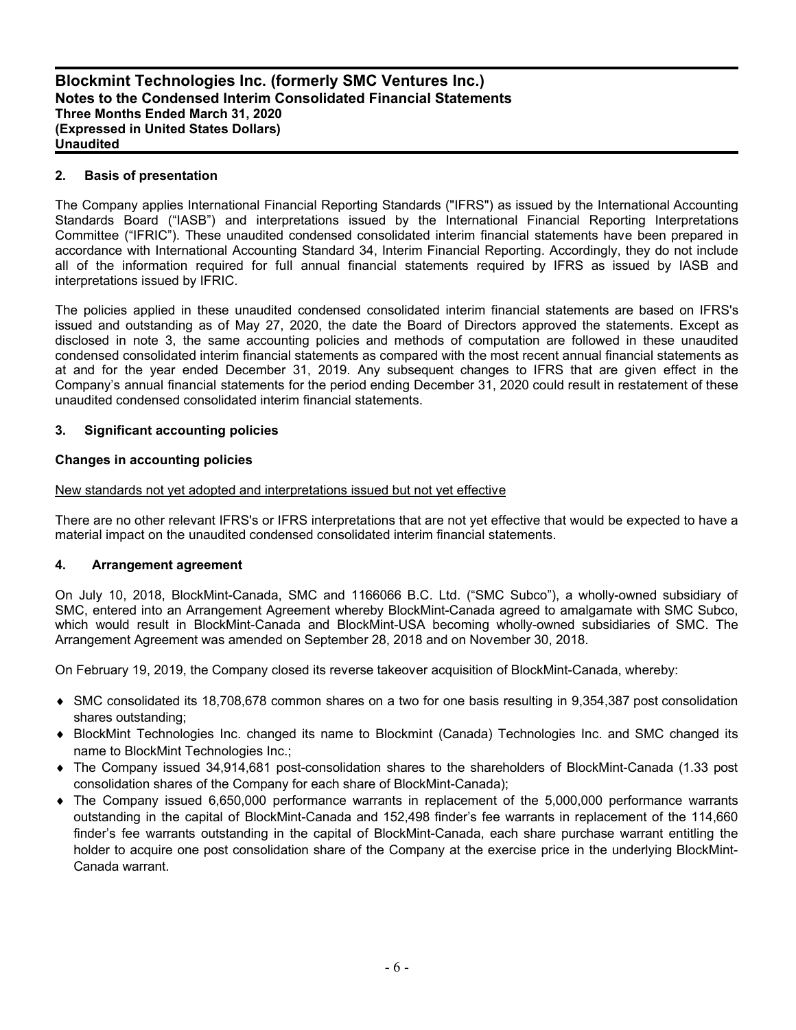## 2. Basis of presentation

The Company applies International Financial Reporting Standards ("IFRS") as issued by the International Accounting Standards Board ("IASB") and interpretations issued by the International Financial Reporting Interpretations Committee ("IFRIC"). These unaudited condensed consolidated interim financial statements have been prepared in accordance with International Accounting Standard 34, Interim Financial Reporting. Accordingly, they do not include all of the information required for full annual financial statements required by IFRS as issued by IASB and interpretations issued by IFRIC.

The policies applied in these unaudited condensed consolidated interim financial statements are based on IFRS's issued and outstanding as of May 27, 2020, the date the Board of Directors approved the statements. Except as disclosed in note 3, the same accounting policies and methods of computation are followed in these unaudited condensed consolidated interim financial statements as compared with the most recent annual financial statements as at and for the year ended December 31, 2019. Any subsequent changes to IFRS that are given effect in the Company's annual financial statements for the period ending December 31, 2020 could result in restatement of these unaudited condensed consolidated interim financial statements.

## 3. Significant accounting policies

### Changes in accounting policies

New standards not yet adopted and interpretations issued but not yet effective

There are no other relevant IFRS's or IFRS interpretations that are not yet effective that would be expected to have a material impact on the unaudited condensed consolidated interim financial statements.

## 4. Arrangement agreement

On July 10, 2018, BlockMint-Canada, SMC and 1166066 B.C. Ltd. ("SMC Subco"), a wholly-owned subsidiary of SMC, entered into an Arrangement Agreement whereby BlockMint-Canada agreed to amalgamate with SMC Subco, which would result in BlockMint-Canada and BlockMint-USA becoming wholly-owned subsidiaries of SMC. The Arrangement Agreement was amended on September 28, 2018 and on November 30, 2018.

On February 19, 2019, the Company closed its reverse takeover acquisition of BlockMint-Canada, whereby:

- SMC consolidated its 18,708,678 common shares on a two for one basis resulting in 9,354,387 post consolidation shares outstanding;
- BlockMint Technologies Inc. changed its name to Blockmint (Canada) Technologies Inc. and SMC changed its name to BlockMint Technologies Inc.;
- The Company issued 34,914,681 post-consolidation shares to the shareholders of BlockMint-Canada (1.33 post consolidation shares of the Company for each share of BlockMint-Canada);
- The Company issued 6,650,000 performance warrants in replacement of the 5,000,000 performance warrants outstanding in the capital of BlockMint-Canada and 152,498 finder's fee warrants in replacement of the 114,660 finder's fee warrants outstanding in the capital of BlockMint-Canada, each share purchase warrant entitling the holder to acquire one post consolidation share of the Company at the exercise price in the underlying BlockMint-Canada warrant.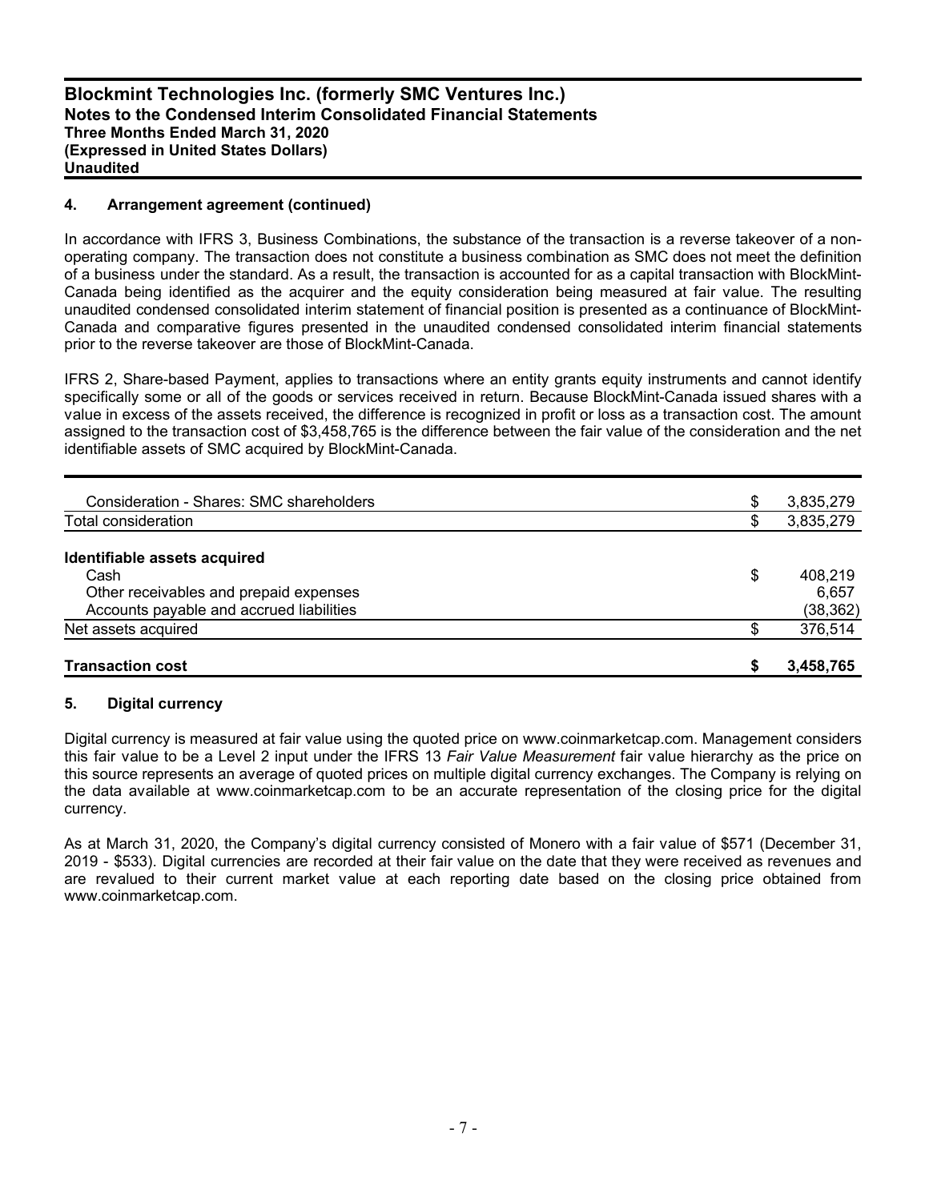## 4. Arrangement agreement (continued)

In accordance with IFRS 3, Business Combinations, the substance of the transaction is a reverse takeover of a non-operating company. The transaction does not constitute a business combination as SMC does not meet the definition of a business under the standard. As a result, the transaction is accounted for as a capital transaction with BlockMint-Canada being identified as the acquirer and the equity consideration being measured at fair value. The resulting unaudited condensed consolidated interim statement of financial position is presented as a continuance of BlockMint-Canada and comparative figures presented in the unaudited condensed consolidated interim financial statements prior to the reverse takeover are those of BlockMint-Canada.

IFRS 2, Share-based Payment, applies to transactions where an entity grants equity instruments and cannot identify specifically some or all of the goods or services received in return. Because BlockMint-Canada issued shares with a value in excess of the assets received, the difference is recognized in profit or loss as a transaction cost. The amount assigned to the transaction cost of $3,458,765 is the difference between the fair value of the consideration and the net identifiable assets of SMC acquired by BlockMint-Canada.

| | | |
|---|---|---|
| Consideration - Shares: SMC shareholders | $ | 3,835,279 |
| Total consideration | $ | 3,835,279 |
| **Identifiable assets acquired** | | |
| Cash | $ | 408,219 |
| Other receivables and prepaid expenses | | 6,657 |
| Accounts payable and accrued liabilities | | (38,362) |
| Net assets acquired | $ | 376,514 |
| **Transaction cost** | **$** | **3,458,765** |

## 5. Digital currency

Digital currency is measured at fair value using the quoted price on www.coinmarketcap.com. Management considers this fair value to be a Level 2 input under the IFRS 13 *Fair Value Measurement* fair value hierarchy as the price on this source represents an average of quoted prices on multiple digital currency exchanges. The Company is relying on the data available at www.coinmarketcap.com to be an accurate representation of the closing price for the digital currency.

As at March 31, 2020, the Company's digital currency consisted of Monero with a fair value of $571 (December 31, 2019 - $533). Digital currencies are recorded at their fair value on the date that they were received as revenues and are revalued to their current market value at each reporting date based on the closing price obtained from www.coinmarketcap.com.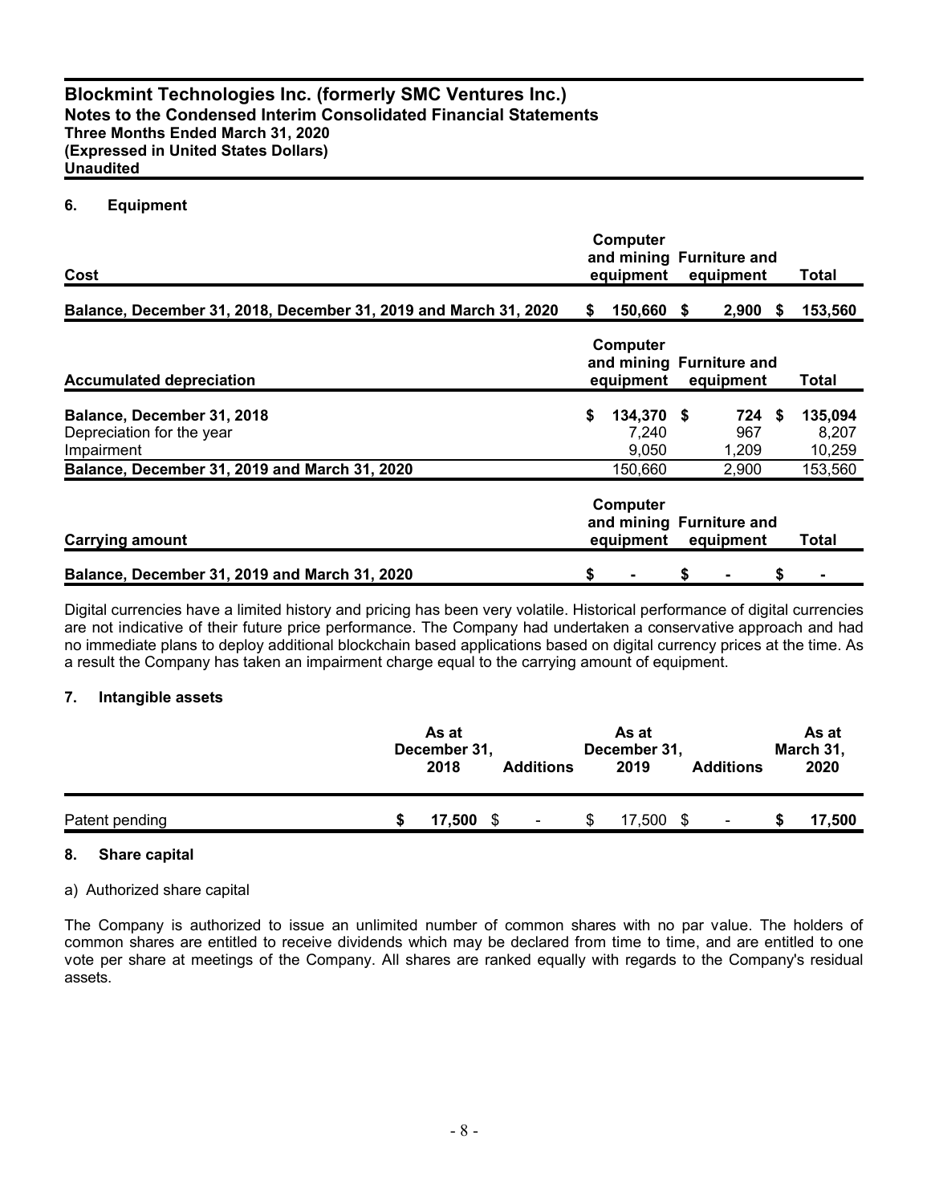# Blockmint Technologies Inc. (formerly SMC Ventures Inc.)
## Notes to the Condensed Interim Consolidated Financial Statements
**Three Months Ended March 31, 2020**
**(Expressed in United States Dollars)**
**Unaudited**

## 6. Equipment

| Cost | Computer and mining equipment | Furniture and equipment | Total |
|---|---|---|---|
| **Balance, December 31, 2018, December 31, 2019 and March 31, 2020** | **$ 150,660** | **$ 2,900** | **$ 153,560** |

| Accumulated depreciation | Computer and mining equipment | Furniture and equipment | Total |
|---|---|---|---|
| **Balance, December 31, 2018** | **$ 134,370** | **$ 724** | **$ 135,094** |
| Depreciation for the year | 7,240 | 967 | 8,207 |
| Impairment | 9,050 | 1,209 | 10,259 |
| **Balance, December 31, 2019 and March 31, 2020** | 150,660 | 2,900 | 153,560 |

| Carrying amount | Computer and mining equipment | Furniture and equipment | Total |
|---|---|---|---|
| **Balance, December 31, 2019 and March 31, 2020** | **$ -** | **$ -** | **$ -** |

Digital currencies have a limited history and pricing has been very volatile. Historical performance of digital currencies are not indicative of their future price performance. The Company had undertaken a conservative approach and had no immediate plans to deploy additional blockchain based applications based on digital currency prices at the time. As a result the Company has taken an impairment charge equal to the carrying amount of equipment.

## 7. Intangible assets

| | As at December 31, 2018 | Additions | As at December 31, 2019 | Additions | As at March 31, 2020 |
|---|---|---|---|---|---|
| Patent pending | **$ 17,500** | $ - | $ 17,500 | $ - | **$ 17,500** |

## 8. Share capital

a) Authorized share capital

The Company is authorized to issue an unlimited number of common shares with no par value. The holders of common shares are entitled to receive dividends which may be declared from time to time, and are entitled to one vote per share at meetings of the Company. All shares are ranked equally with regards to the Company's residual assets.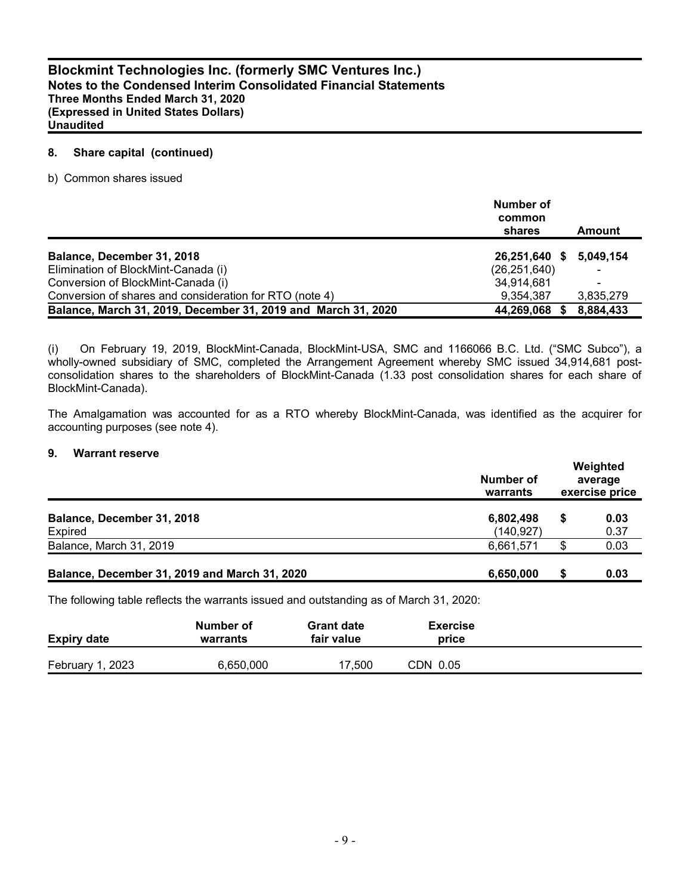## 8. Share capital (continued)

b) Common shares issued

| | Number of common shares | Amount |
|---|---|---|
| **Balance, December 31, 2018** | **26,251,640** | **$ 5,049,154** |
| Elimination of BlockMint-Canada (i) | (26,251,640) | - |
| Conversion of BlockMint-Canada (i) | 34,914,681 | - |
| Conversion of shares and consideration for RTO (note 4) | 9,354,387 | 3,835,279 |
| **Balance, March 31, 2019, December 31, 2019 and March 31, 2020** | **44,269,068** | **$ 8,884,433** |

(i) On February 19, 2019, BlockMint-Canada, BlockMint-USA, SMC and 1166066 B.C. Ltd. ("SMC Subco"), a wholly-owned subsidiary of SMC, completed the Arrangement Agreement whereby SMC issued 34,914,681 post-consolidation shares to the shareholders of BlockMint-Canada (1.33 post consolidation shares for each share of BlockMint-Canada).

The Amalgamation was accounted for as a RTO whereby BlockMint-Canada, was identified as the acquirer for accounting purposes (see note 4).

## 9. Warrant reserve

| | Number of warrants | Weighted average exercise price |
|---|---|---|
| **Balance, December 31, 2018** | **6,802,498** | **$ 0.03** |
| Expired | (140,927) | 0.37 |
| Balance, March 31, 2019 | 6,661,571 | $ 0.03 |
| **Balance, December 31, 2019 and March 31, 2020** | **6,650,000** | **$ 0.03** |

The following table reflects the warrants issued and outstanding as of March 31, 2020:

| Expiry date | Number of warrants | Grant date fair value | Exercise price |
|---|---|---|---|
| February 1, 2023 | 6,650,000 | 17,500 | CDN 0.05 |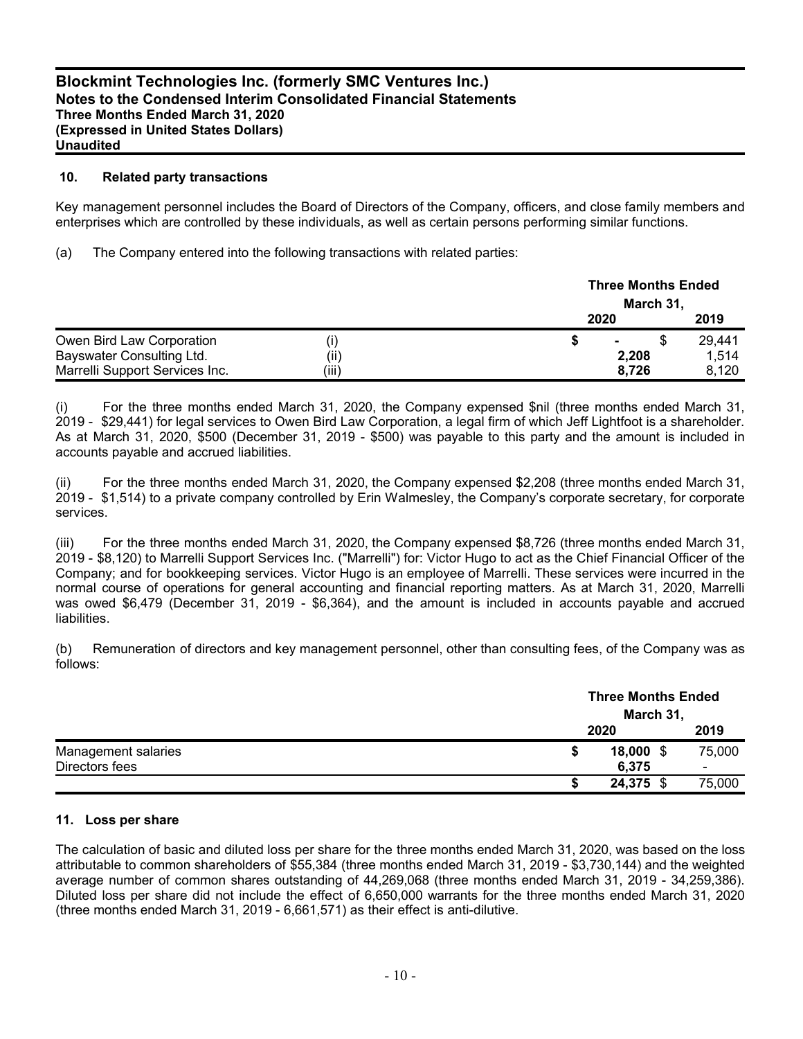## 10. Related party transactions

Key management personnel includes the Board of Directors of the Company, officers, and close family members and enterprises which are controlled by these individuals, as well as certain persons performing similar functions.

(a) The Company entered into the following transactions with related parties:

| | | Three Months Ended March 31, | |
|---|---|---|---|
| | | 2020 | 2019 |
| Owen Bird Law Corporation | (i) | **$ -** | $ 29,441 |
| Bayswater Consulting Ltd. | (ii) | **2,208** | 1,514 |
| Marrelli Support Services Inc. | (iii) | **8,726** | 8,120 |

(i) For the three months ended March 31, 2020, the Company expensed $nil (three months ended March 31, 2019 - $29,441) for legal services to Owen Bird Law Corporation, a legal firm of which Jeff Lightfoot is a shareholder. As at March 31, 2020, $500 (December 31, 2019 - $500) was payable to this party and the amount is included in accounts payable and accrued liabilities.

(ii) For the three months ended March 31, 2020, the Company expensed $2,208 (three months ended March 31, 2019 - $1,514) to a private company controlled by Erin Walmesley, the Company's corporate secretary, for corporate services.

(iii) For the three months ended March 31, 2020, the Company expensed $8,726 (three months ended March 31, 2019 - $8,120) to Marrelli Support Services Inc. ("Marrelli") for: Victor Hugo to act as the Chief Financial Officer of the Company; and for bookkeeping services. Victor Hugo is an employee of Marrelli. These services were incurred in the normal course of operations for general accounting and financial reporting matters. As at March 31, 2020, Marrelli was owed $6,479 (December 31, 2019 - $6,364), and the amount is included in accounts payable and accrued liabilities.

(b) Remuneration of directors and key management personnel, other than consulting fees, of the Company was as follows:

| | Three Months Ended March 31, | |
|---|---|---|
| | 2020 | 2019 |
| Management salaries | **$ 18,000** | $ 75,000 |
| Directors fees | **6,375** | - |
| | **$ 24,375** | $ 75,000 |

## 11. Loss per share

The calculation of basic and diluted loss per share for the three months ended March 31, 2020, was based on the loss attributable to common shareholders of $55,384 (three months ended March 31, 2019 - $3,730,144) and the weighted average number of common shares outstanding of 44,269,068 (three months ended March 31, 2019 - 34,259,386). Diluted loss per share did not include the effect of 6,650,000 warrants for the three months ended March 31, 2020 (three months ended March 31, 2019 - 6,661,571) as their effect is anti-dilutive.